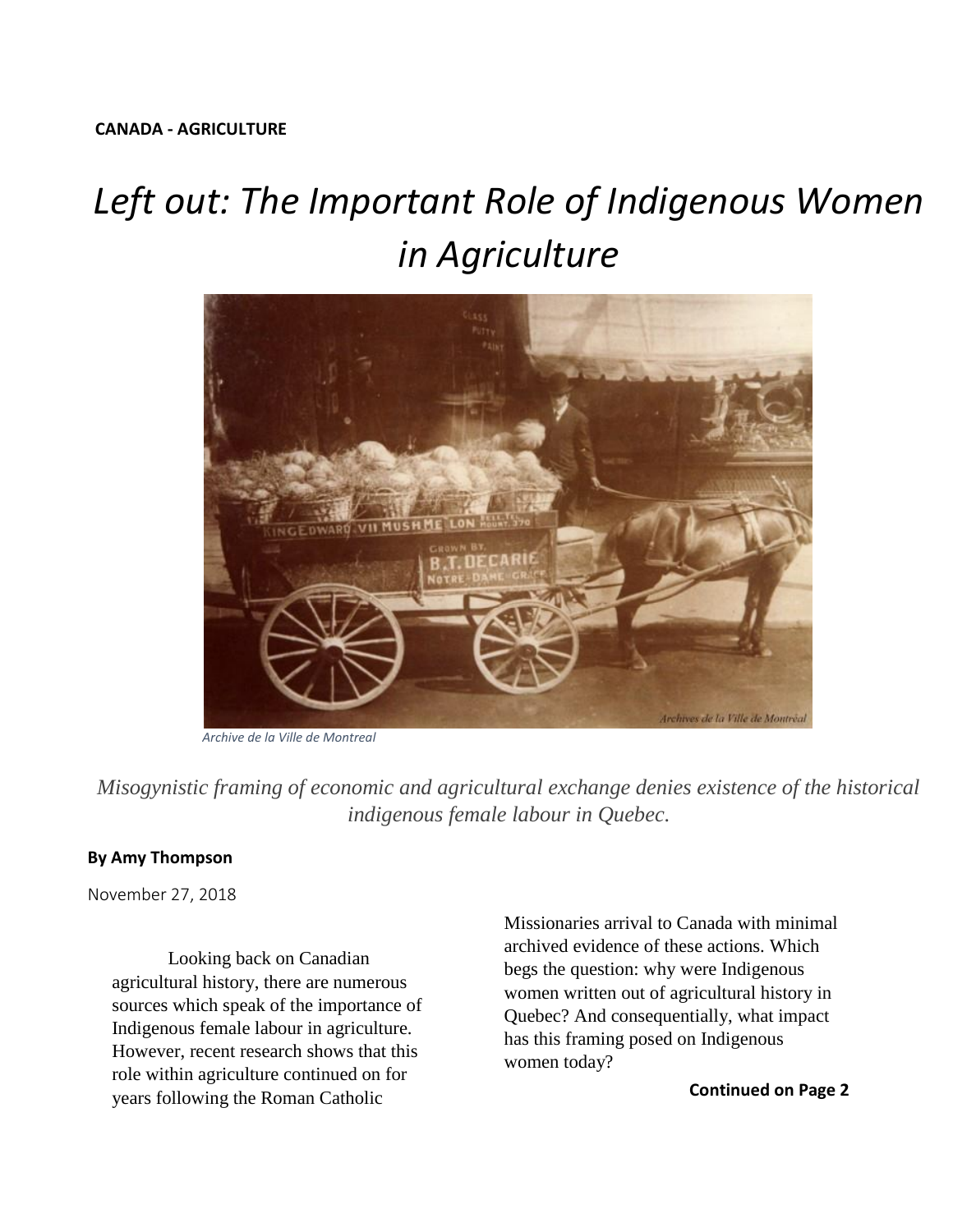**CANADA - AGRICULTURE**

# *Left out: The Important Role of Indigenous Women in Agriculture*

*Archive de la Ville de Montreal*

*Misogynistic framing of economic and agricultural exchange denies existence of the historical indigenous female labour in Quebec.*

**By Amy Thompson**

November 27, 2018

Looking back on Canadian agricultural history, there are numerous sources which speak of the importance of Indigenous female labour in agriculture. However, recent research shows that this role within agriculture continued on for years following the Roman Catholic Missionaries arrival to Canada with minimal archived evidence of these actions. Which begs the question: why were Indigenous women written out of agricultural history in Quebec? And consequentially, what impact has this framing posed on Indigenous women today?

**Continued on Page 2**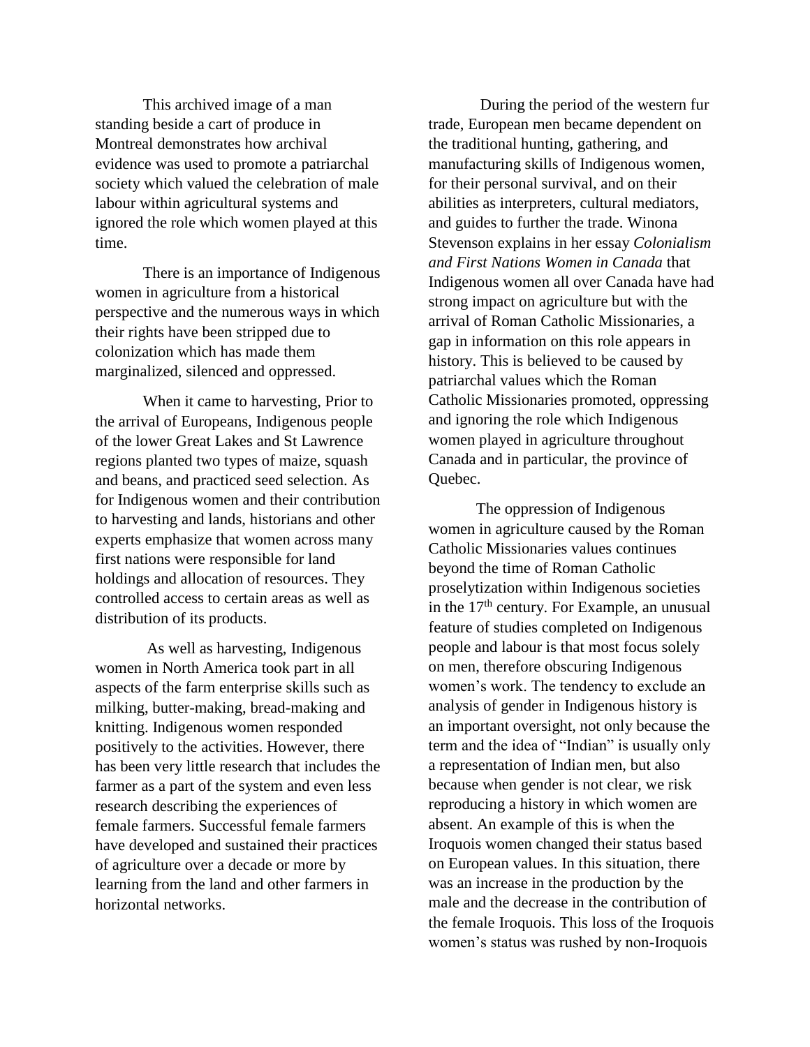This archived image of a man standing beside a cart of produce in Montreal demonstrates how archival evidence was used to promote a patriarchal society which valued the celebration of male labour within agricultural systems and ignored the role which women played at this time.

There is an importance of Indigenous women in agriculture from a historical perspective and the numerous ways in which their rights have been stripped due to colonization which has made them marginalized, silenced and oppressed.

When it came to harvesting, Prior to the arrival of Europeans, Indigenous people of the lower Great Lakes and St Lawrence regions planted two types of maize, squash and beans, and practiced seed selection. As for Indigenous women and their contribution to harvesting and lands, historians and other experts emphasize that women across many first nations were responsible for land holdings and allocation of resources. They controlled access to certain areas as well as distribution of its products.

As well as harvesting, Indigenous women in North America took part in all aspects of the farm enterprise skills such as milking, butter-making, bread-making and knitting. Indigenous women responded positively to the activities. However, there has been very little research that includes the farmer as a part of the system and even less research describing the experiences of female farmers. Successful female farmers have developed and sustained their practices of agriculture over a decade or more by learning from the land and other farmers in horizontal networks.

During the period of the western fur trade, European men became dependent on the traditional hunting, gathering, and manufacturing skills of Indigenous women, for their personal survival, and on their abilities as interpreters, cultural mediators, and guides to further the trade. Winona Stevenson explains in her essay *Colonialism and First Nations Women in Canada* that Indigenous women all over Canada have had strong impact on agriculture but with the arrival of Roman Catholic Missionaries, a gap in information on this role appears in history. This is believed to be caused by patriarchal values which the Roman Catholic Missionaries promoted, oppressing and ignoring the role which Indigenous women played in agriculture throughout Canada and in particular, the province of Quebec.

The oppression of Indigenous women in agriculture caused by the Roman Catholic Missionaries values continues beyond the time of Roman Catholic proselytization within Indigenous societies in the 17th century. For Example, an unusual feature of studies completed on Indigenous people and labour is that most focus solely on men, therefore obscuring Indigenous women's work. The tendency to exclude an analysis of gender in Indigenous history is an important oversight, not only because the term and the idea of "Indian" is usually only a representation of Indian men, but also because when gender is not clear, we risk reproducing a history in which women are absent. An example of this is when the Iroquois women changed their status based on European values. In this situation, there was an increase in the production by the male and the decrease in the contribution of the female Iroquois. This loss of the Iroquois women's status was rushed by non-Iroquois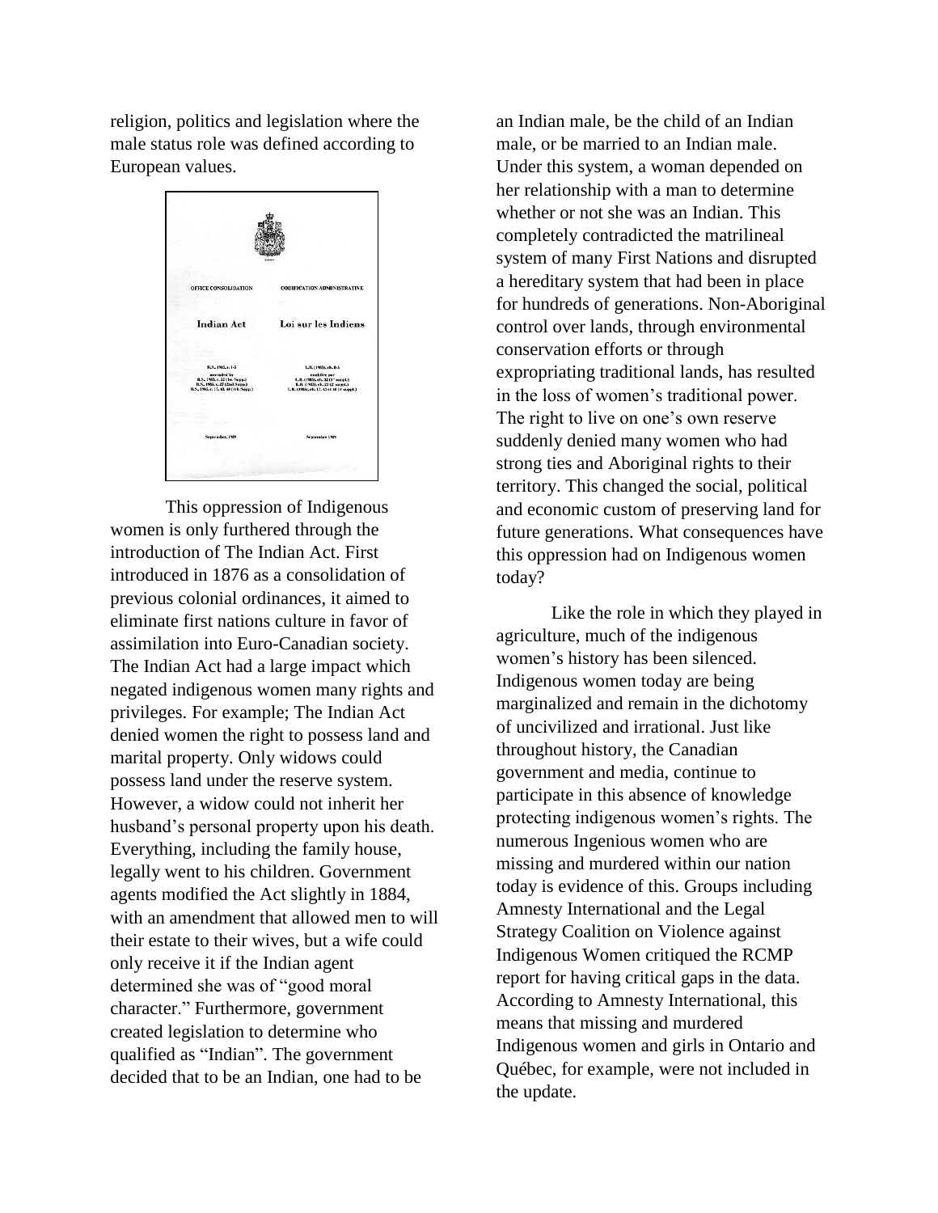religion, politics and legislation where the male status role was defined according to European values.

This oppression of Indigenous women is only furthered through the introduction of The Indian Act. First introduced in 1876 as a consolidation of previous colonial ordinances, it aimed to eliminate first nations culture in favor of assimilation into Euro-Canadian society. The Indian Act had a large impact which negated indigenous women many rights and privileges. For example; The Indian Act denied women the right to possess land and marital property. Only widows could possess land under the reserve system. However, a widow could not inherit her husband's personal property upon his death. Everything, including the family house, legally went to his children. Government agents modified the Act slightly in 1884, with an amendment that allowed men to will their estate to their wives, but a wife could only receive it if the Indian agent determined she was of "good moral character." Furthermore, government created legislation to determine who qualified as "Indian". The government decided that to be an Indian, one had to be an Indian male, be the child of an Indian male, or be married to an Indian male. Under this system, a woman depended on her relationship with a man to determine whether or not she was an Indian. This completely contradicted the matrilineal system of many First Nations and disrupted a hereditary system that had been in place for hundreds of generations. Non-Aboriginal control over lands, through environmental conservation efforts or through expropriating traditional lands, has resulted in the loss of women's traditional power. The right to live on one's own reserve suddenly denied many women who had strong ties and Aboriginal rights to their territory. This changed the social, political and economic custom of preserving land for future generations. What consequences have this oppression had on Indigenous women today?

Like the role in which they played in agriculture, much of the indigenous women's history has been silenced. Indigenous women today are being marginalized and remain in the dichotomy of uncivilized and irrational. Just like throughout history, the Canadian government and media, continue to participate in this absence of knowledge protecting indigenous women's rights. The numerous Ingenious women who are missing and murdered within our nation today is evidence of this. Groups including Amnesty International and the Legal Strategy Coalition on Violence against Indigenous Women critiqued the RCMP report for having critical gaps in the data. According to Amnesty International, this means that missing and murdered Indigenous women and girls in Ontario and Québec, for example, were not included in the update.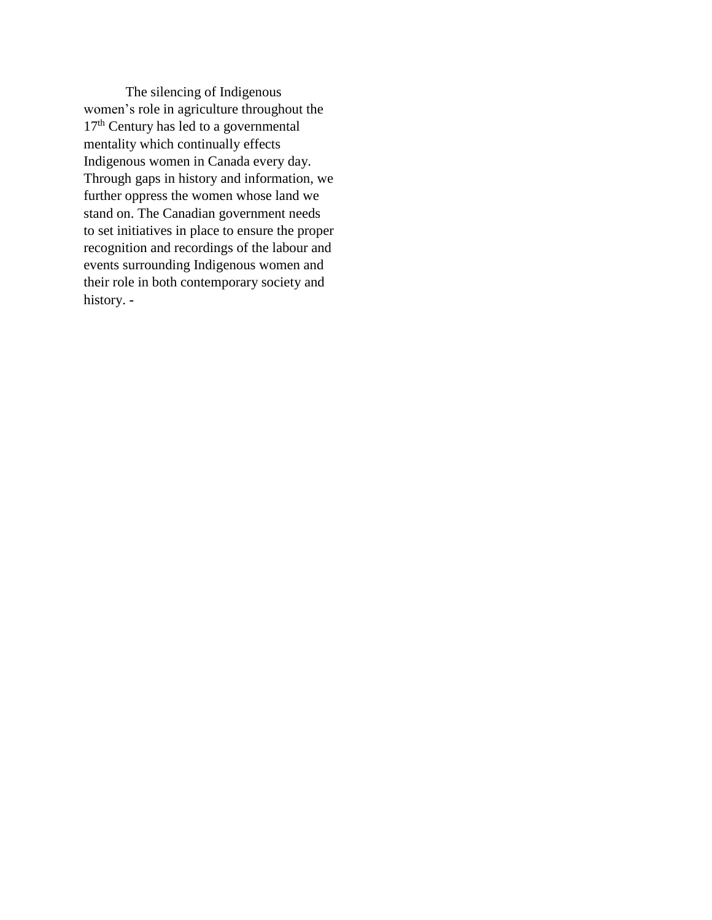The silencing of Indigenous women's role in agriculture throughout the 17th Century has led to a governmental mentality which continually effects Indigenous women in Canada every day. Through gaps in history and information, we further oppress the women whose land we stand on. The Canadian government needs to set initiatives in place to ensure the proper recognition and recordings of the labour and events surrounding Indigenous women and their role in both contemporary society and history. -